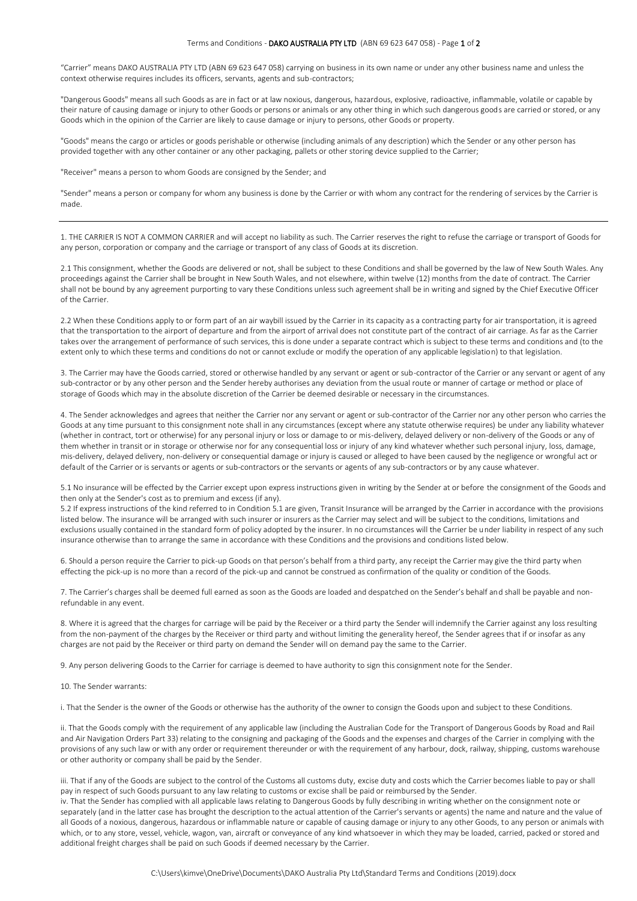"Carrier" means DAKO AUSTRALIA PTY LTD (ABN 69 623 647 058) carrying on business in its own name or under any other business name and unless the context otherwise requires includes its officers, servants, agents and sub-contractors;

"Dangerous Goods" means all such Goods as are in fact or at law noxious, dangerous, hazardous, explosive, radioactive, inflammable, volatile or capable by their nature of causing damage or injury to other Goods or persons or animals or any other thing in which such dangerous goods are carried or stored, or any Goods which in the opinion of the Carrier are likely to cause damage or injury to persons, other Goods or property.

"Goods" means the cargo or articles or goods perishable or otherwise (including animals of any description) which the Sender or any other person has provided together with any other container or any other packaging, pallets or other storing device supplied to the Carrier;

"Receiver" means a person to whom Goods are consigned by the Sender; and

"Sender" means a person or company for whom any business is done by the Carrier or with whom any contract for the rendering of services by the Carrier is made.

---

1. THE CARRIER IS NOT A COMMON CARRIER and will accept no liability as such. The Carrier reserves the right to refuse the carriage or transport of Goods for any person, corporation or company and the carriage or transport of any class of Goods at its discretion.

2.1 This consignment, whether the Goods are delivered or not, shall be subject to these Conditions and shall be governed by the law of New South Wales. Any proceedings against the Carrier shall be brought in New South Wales, and not elsewhere, within twelve (12) months from the date of contract. The Carrier shall not be bound by any agreement purporting to vary these Conditions unless such agreement shall be in writing and signed by the Chief Executive Officer of the Carrier.

2.2 When these Conditions apply to or form part of an air waybill issued by the Carrier in its capacity as a contracting party for air transportation, it is agreed that the transportation to the airport of departure and from the airport of arrival does not constitute part of the contract of air carriage. As far as the Carrier takes over the arrangement of performance of such services, this is done under a separate contract which is subject to these terms and conditions and (to the extent only to which these terms and conditions do not or cannot exclude or modify the operation of any applicable legislation) to that legislation.

3. The Carrier may have the Goods carried, stored or otherwise handled by any servant or agent or sub-contractor of the Carrier or any servant or agent of any sub-contractor or by any other person and the Sender hereby authorises any deviation from the usual route or manner of cartage or method or place of storage of Goods which may in the absolute discretion of the Carrier be deemed desirable or necessary in the circumstances.

4. The Sender acknowledges and agrees that neither the Carrier nor any servant or agent or sub-contractor of the Carrier nor any other person who carries the Goods at any time pursuant to this consignment note shall in any circumstances (except where any statute otherwise requires) be under any liability whatever (whether in contract, tort or otherwise) for any personal injury or loss or damage to or mis-delivery, delayed delivery or non-delivery of the Goods or any of them whether in transit or in storage or otherwise nor for any consequential loss or injury of any kind whatever whether such personal injury, loss, damage, mis-delivery, delayed delivery, non-delivery or consequential damage or injury is caused or alleged to have been caused by the negligence or wrongful act or default of the Carrier or is servants or agents or sub-contractors or the servants or agents of any sub-contractors or by any cause whatever.

5.1 No insurance will be effected by the Carrier except upon express instructions given in writing by the Sender at or before the consignment of the Goods and then only at the Sender's cost as to premium and excess (if any).

5.2 If express instructions of the kind referred to in Condition 5.1 are given, Transit Insurance will be arranged by the Carrier in accordance with the provisions listed below. The insurance will be arranged with such insurer or insurers as the Carrier may select and will be subject to the conditions, limitations and exclusions usually contained in the standard form of policy adopted by the insurer. In no circumstances will the Carrier be under liability in respect of any such insurance otherwise than to arrange the same in accordance with these Conditions and the provisions and conditions listed below.

6. Should a person require the Carrier to pick-up Goods on that person's behalf from a third party, any receipt the Carrier may give the third party when effecting the pick-up is no more than a record of the pick-up and cannot be construed as confirmation of the quality or condition of the Goods.

7. The Carrier's charges shall be deemed full earned as soon as the Goods are loaded and despatched on the Sender's behalf and shall be payable and non-refundable in any event.

8. Where it is agreed that the charges for carriage will be paid by the Receiver or a third party the Sender will indemnify the Carrier against any loss resulting from the non-payment of the charges by the Receiver or third party and without limiting the generality hereof, the Sender agrees that if or insofar as any charges are not paid by the Receiver or third party on demand the Sender will on demand pay the same to the Carrier.

9. Any person delivering Goods to the Carrier for carriage is deemed to have authority to sign this consignment note for the Sender.

10. The Sender warrants:

i. That the Sender is the owner of the Goods or otherwise has the authority of the owner to consign the Goods upon and subject to these Conditions.

ii. That the Goods comply with the requirement of any applicable law (including the Australian Code for the Transport of Dangerous Goods by Road and Rail and Air Navigation Orders Part 33) relating to the consigning and packaging of the Goods and the expenses and charges of the Carrier in complying with the provisions of any such law or with any order or requirement thereunder or with the requirement of any harbour, dock, railway, shipping, customs warehouse or other authority or company shall be paid by the Sender.

iii. That if any of the Goods are subject to the control of the Customs all customs duty, excise duty and costs which the Carrier becomes liable to pay or shall pay in respect of such Goods pursuant to any law relating to customs or excise shall be paid or reimbursed by the Sender.

iv. That the Sender has complied with all applicable laws relating to Dangerous Goods by fully describing in writing whether on the consignment note or separately (and in the latter case has brought the description to the actual attention of the Carrier's servants or agents) the name and nature and the value of all Goods of a noxious, dangerous, hazardous or inflammable nature or capable of causing damage or injury to any other Goods, to any person or animals with which, or to any store, vessel, vehicle, wagon, van, aircraft or conveyance of any kind whatsoever in which they may be loaded, carried, packed or stored and additional freight charges shall be paid on such Goods if deemed necessary by the Carrier.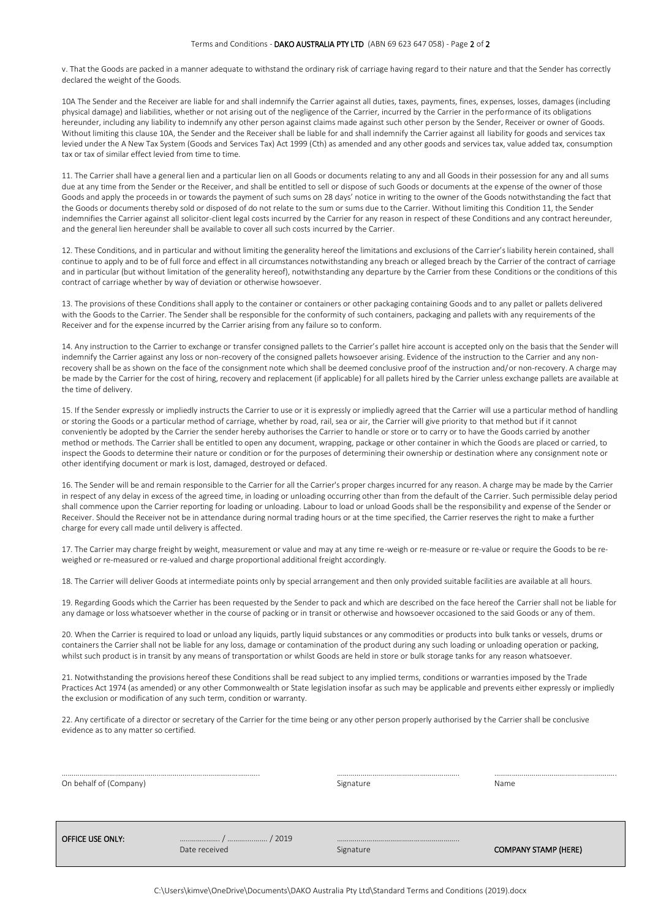v. That the Goods are packed in a manner adequate to withstand the ordinary risk of carriage having regard to their nature and that the Sender has correctly declared the weight of the Goods.

10A The Sender and the Receiver are liable for and shall indemnify the Carrier against all duties, taxes, payments, fines, expenses, losses, damages (including physical damage) and liabilities, whether or not arising out of the negligence of the Carrier, incurred by the Carrier in the performance of its obligations hereunder, including any liability to indemnify any other person against claims made against such other person by the Sender, Receiver or owner of Goods. Without limiting this clause 10A, the Sender and the Receiver shall be liable for and shall indemnify the Carrier against all liability for goods and services tax levied under the A New Tax System (Goods and Services Tax) Act 1999 (Cth) as amended and any other goods and services tax, value added tax, consumption tax or tax of similar effect levied from time to time.

11. The Carrier shall have a general lien and a particular lien on all Goods or documents relating to any and all Goods in their possession for any and all sums due at any time from the Sender or the Receiver, and shall be entitled to sell or dispose of such Goods or documents at the expense of the owner of those Goods and apply the proceeds in or towards the payment of such sums on 28 days' notice in writing to the owner of the Goods notwithstanding the fact that the Goods or documents thereby sold or disposed of do not relate to the sum or sums due to the Carrier. Without limiting this Condition 11, the Sender indemnifies the Carrier against all solicitor-client legal costs incurred by the Carrier for any reason in respect of these Conditions and any contract hereunder, and the general lien hereunder shall be available to cover all such costs incurred by the Carrier.

12. These Conditions, and in particular and without limiting the generality hereof the limitations and exclusions of the Carrier's liability herein contained, shall continue to apply and to be of full force and effect in all circumstances notwithstanding any breach or alleged breach by the Carrier of the contract of carriage and in particular (but without limitation of the generality hereof), notwithstanding any departure by the Carrier from these Conditions or the conditions of this contract of carriage whether by way of deviation or otherwise howsoever.

13. The provisions of these Conditions shall apply to the container or containers or other packaging containing Goods and to any pallet or pallets delivered with the Goods to the Carrier. The Sender shall be responsible for the conformity of such containers, packaging and pallets with any requirements of the Receiver and for the expense incurred by the Carrier arising from any failure so to conform.

14. Any instruction to the Carrier to exchange or transfer consigned pallets to the Carrier's pallet hire account is accepted only on the basis that the Sender will indemnify the Carrier against any loss or non-recovery of the consigned pallets howsoever arising. Evidence of the instruction to the Carrier and any non-recovery shall be as shown on the face of the consignment note which shall be deemed conclusive proof of the instruction and/or non-recovery. A charge may be made by the Carrier for the cost of hiring, recovery and replacement (if applicable) for all pallets hired by the Carrier unless exchange pallets are available at the time of delivery.

15. If the Sender expressly or impliedly instructs the Carrier to use or it is expressly or impliedly agreed that the Carrier will use a particular method of handling or storing the Goods or a particular method of carriage, whether by road, rail, sea or air, the Carrier will give priority to that method but if it cannot conveniently be adopted by the Carrier the sender hereby authorises the Carrier to handle or store or to carry or to have the Goods carried by another method or methods. The Carrier shall be entitled to open any document, wrapping, package or other container in which the Goods are placed or carried, to inspect the Goods to determine their nature or condition or for the purposes of determining their ownership or destination where any consignment note or other identifying document or mark is lost, damaged, destroyed or defaced.

16. The Sender will be and remain responsible to the Carrier for all the Carrier's proper charges incurred for any reason. A charge may be made by the Carrier in respect of any delay in excess of the agreed time, in loading or unloading occurring other than from the default of the Carrier. Such permissible delay period shall commence upon the Carrier reporting for loading or unloading. Labour to load or unload Goods shall be the responsibility and expense of the Sender or Receiver. Should the Receiver not be in attendance during normal trading hours or at the time specified, the Carrier reserves the right to make a further charge for every call made until delivery is affected.

17. The Carrier may charge freight by weight, measurement or value and may at any time re-weigh or re-measure or re-value or require the Goods to be re-weighed or re-measured or re-valued and charge proportional additional freight accordingly.

18. The Carrier will deliver Goods at intermediate points only by special arrangement and then only provided suitable facilities are available at all hours.

19. Regarding Goods which the Carrier has been requested by the Sender to pack and which are described on the face hereof the Carrier shall not be liable for any damage or loss whatsoever whether in the course of packing or in transit or otherwise and howsoever occasioned to the said Goods or any of them.

20. When the Carrier is required to load or unload any liquids, partly liquid substances or any commodities or products into bulk tanks or vessels, drums or containers the Carrier shall not be liable for any loss, damage or contamination of the product during any such loading or unloading operation or packing, whilst such product is in transit by any means of transportation or whilst Goods are held in store or bulk storage tanks for any reason whatsoever.

21. Notwithstanding the provisions hereof these Conditions shall be read subject to any implied terms, conditions or warranties imposed by the Trade Practices Act 1974 (as amended) or any other Commonwealth or State legislation insofar as such may be applicable and prevents either expressly or impliedly the exclusion or modification of any such term, condition or warranty.

22. Any certificate of a director or secretary of the Carrier for the time being or any other person properly authorised by the Carrier shall be conclusive evidence as to any matter so certified.

| | | |
|---|---|---|
| ………………………………………………………… | ……………………………………… | ……………………………………… |
| On behalf of (Company) | Signature | Name |

| | | | |
|---|---|---|---|
| **OFFICE USE ONLY:** | ……………… / ……………… / 2019<br>Date received | ………………………………………<br>Signature | **COMPANY STAMP (HERE)** |

C:\Users\kimve\OneDrive\Documents\DAKO Australia Pty Ltd\Standard Terms and Conditions (2019).docx